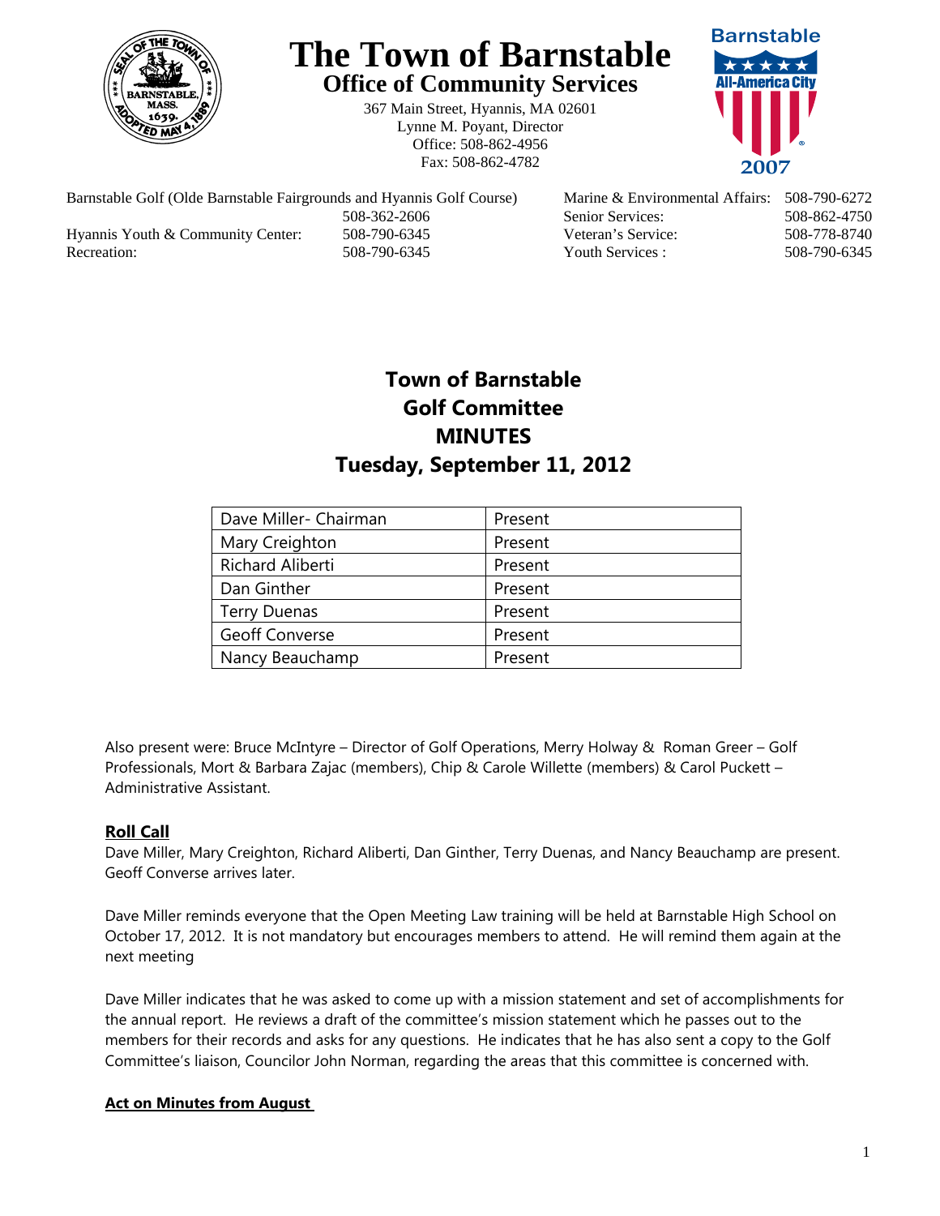# The Town of Barnstable

## Office of Community Services

367 Main Street, Hyannis, MA 02601
Lynne M. Poyant, Director
Office: 508-862-4956
Fax: 508-862-4782

Barnstable All-America City 2007

| | | | |
|---|---|---|---|
| Barnstable Golf (Olde Barnstable Fairgrounds and Hyannis Golf Course) | 508-362-2606 | Marine & Environmental Affairs: | 508-790-6272 |
| Hyannis Youth & Community Center: | 508-790-6345 | Senior Services: | 508-862-4750 |
| Recreation: | 508-790-6345 | Veteran's Service: | 508-778-8740 |
| | | Youth Services : | 508-790-6345 |

# Town of Barnstable
# Golf Committee
# MINUTES
# Tuesday, September 11, 2012

| | |
|---|---|
| Dave Miller- Chairman | Present |
| Mary Creighton | Present |
| Richard Aliberti | Present |
| Dan Ginther | Present |
| Terry Duenas | Present |
| Geoff Converse | Present |
| Nancy Beauchamp | Present |

Also present were: Bruce McIntyre – Director of Golf Operations, Merry Holway & Roman Greer – Golf Professionals, Mort & Barbara Zajac (members), Chip & Carole Willette (members) & Carol Puckett – Administrative Assistant.

**Roll Call**

Dave Miller, Mary Creighton, Richard Aliberti, Dan Ginther, Terry Duenas, and Nancy Beauchamp are present. Geoff Converse arrives later.

Dave Miller reminds everyone that the Open Meeting Law training will be held at Barnstable High School on October 17, 2012. It is not mandatory but encourages members to attend. He will remind them again at the next meeting

Dave Miller indicates that he was asked to come up with a mission statement and set of accomplishments for the annual report. He reviews a draft of the committee's mission statement which he passes out to the members for their records and asks for any questions. He indicates that he has also sent a copy to the Golf Committee's liaison, Councilor John Norman, regarding the areas that this committee is concerned with.

**Act on Minutes from August**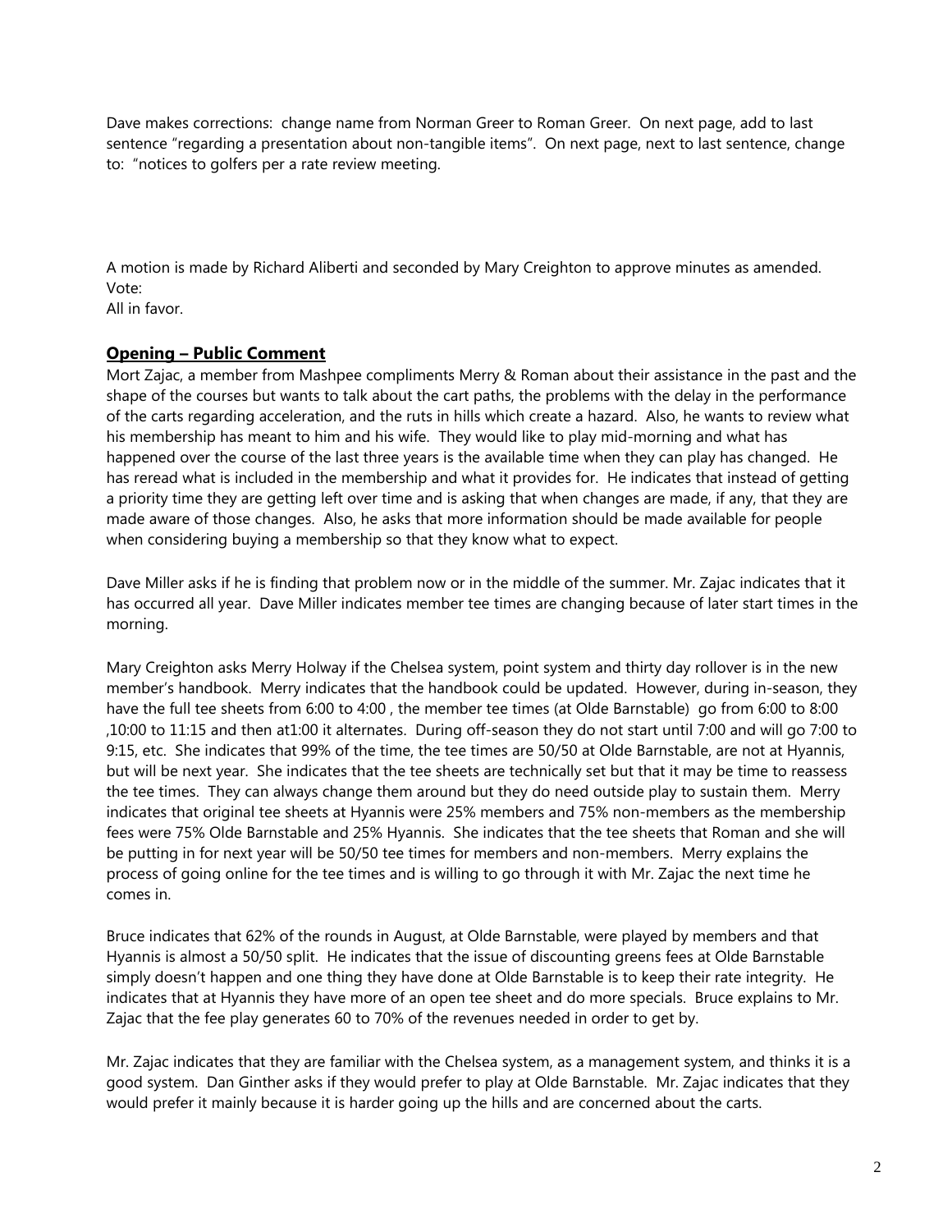Dave makes corrections: change name from Norman Greer to Roman Greer. On next page, add to last sentence "regarding a presentation about non-tangible items". On next page, next to last sentence, change to: "notices to golfers per a rate review meeting.

A motion is made by Richard Aliberti and seconded by Mary Creighton to approve minutes as amended.
Vote:
All in favor.

## Opening – Public Comment

Mort Zajac, a member from Mashpee compliments Merry & Roman about their assistance in the past and the shape of the courses but wants to talk about the cart paths, the problems with the delay in the performance of the carts regarding acceleration, and the ruts in hills which create a hazard. Also, he wants to review what his membership has meant to him and his wife. They would like to play mid-morning and what has happened over the course of the last three years is the available time when they can play has changed. He has reread what is included in the membership and what it provides for. He indicates that instead of getting a priority time they are getting left over time and is asking that when changes are made, if any, that they are made aware of those changes. Also, he asks that more information should be made available for people when considering buying a membership so that they know what to expect.

Dave Miller asks if he is finding that problem now or in the middle of the summer. Mr. Zajac indicates that it has occurred all year. Dave Miller indicates member tee times are changing because of later start times in the morning.

Mary Creighton asks Merry Holway if the Chelsea system, point system and thirty day rollover is in the new member's handbook. Merry indicates that the handbook could be updated. However, during in-season, they have the full tee sheets from 6:00 to 4:00 , the member tee times (at Olde Barnstable) go from 6:00 to 8:00 ,10:00 to 11:15 and then at1:00 it alternates. During off-season they do not start until 7:00 and will go 7:00 to 9:15, etc. She indicates that 99% of the time, the tee times are 50/50 at Olde Barnstable, are not at Hyannis, but will be next year. She indicates that the tee sheets are technically set but that it may be time to reassess the tee times. They can always change them around but they do need outside play to sustain them. Merry indicates that original tee sheets at Hyannis were 25% members and 75% non-members as the membership fees were 75% Olde Barnstable and 25% Hyannis. She indicates that the tee sheets that Roman and she will be putting in for next year will be 50/50 tee times for members and non-members. Merry explains the process of going online for the tee times and is willing to go through it with Mr. Zajac the next time he comes in.

Bruce indicates that 62% of the rounds in August, at Olde Barnstable, were played by members and that Hyannis is almost a 50/50 split. He indicates that the issue of discounting greens fees at Olde Barnstable simply doesn't happen and one thing they have done at Olde Barnstable is to keep their rate integrity. He indicates that at Hyannis they have more of an open tee sheet and do more specials. Bruce explains to Mr. Zajac that the fee play generates 60 to 70% of the revenues needed in order to get by.

Mr. Zajac indicates that they are familiar with the Chelsea system, as a management system, and thinks it is a good system. Dan Ginther asks if they would prefer to play at Olde Barnstable. Mr. Zajac indicates that they would prefer it mainly because it is harder going up the hills and are concerned about the carts.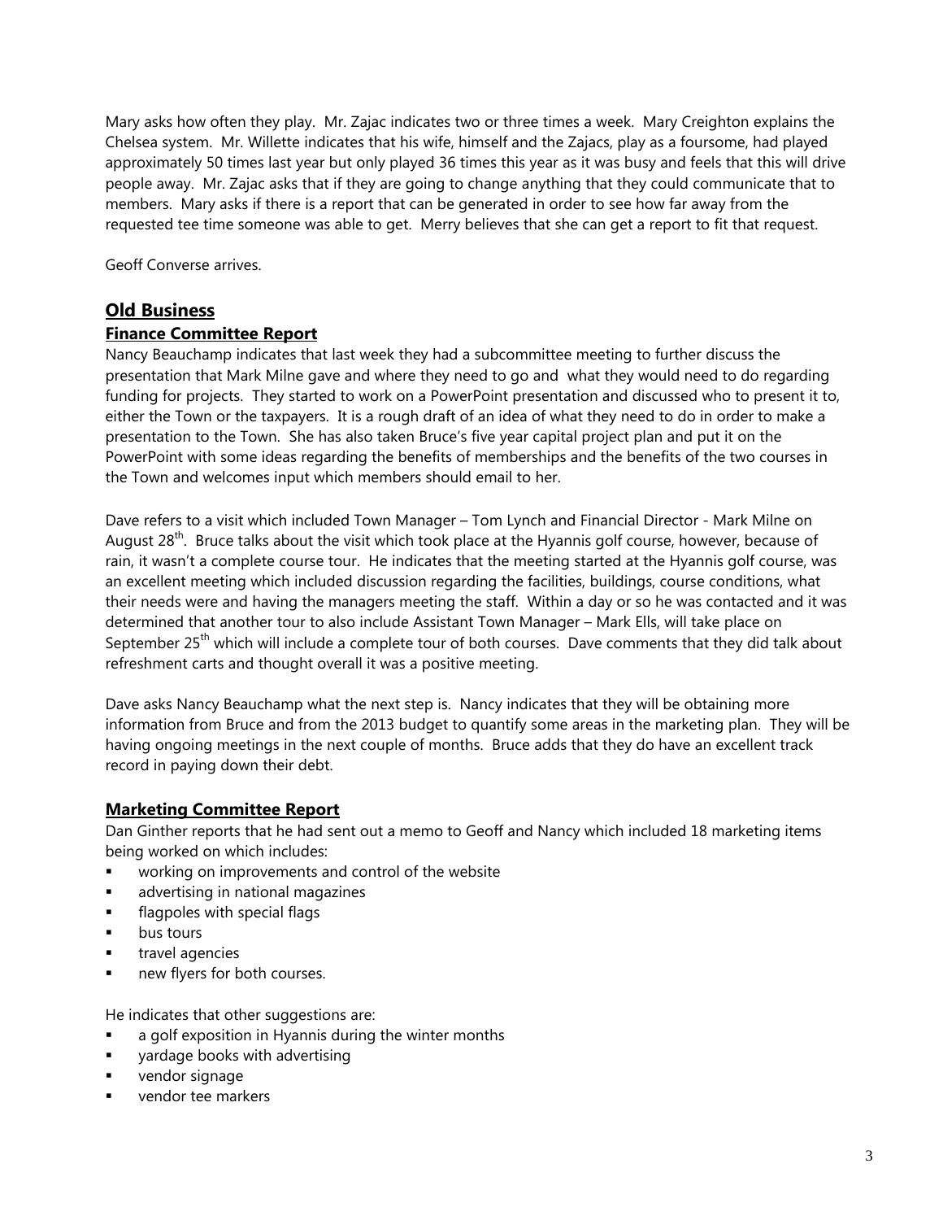Mary asks how often they play. Mr. Zajac indicates two or three times a week. Mary Creighton explains the Chelsea system. Mr. Willette indicates that his wife, himself and the Zajacs, play as a foursome, had played approximately 50 times last year but only played 36 times this year as it was busy and feels that this will drive people away. Mr. Zajac asks that if they are going to change anything that they could communicate that to members. Mary asks if there is a report that can be generated in order to see how far away from the requested tee time someone was able to get. Merry believes that she can get a report to fit that request.

Geoff Converse arrives.

## Old Business

### Finance Committee Report

Nancy Beauchamp indicates that last week they had a subcommittee meeting to further discuss the presentation that Mark Milne gave and where they need to go and what they would need to do regarding funding for projects. They started to work on a PowerPoint presentation and discussed who to present it to, either the Town or the taxpayers. It is a rough draft of an idea of what they need to do in order to make a presentation to the Town. She has also taken Bruce's five year capital project plan and put it on the PowerPoint with some ideas regarding the benefits of memberships and the benefits of the two courses in the Town and welcomes input which members should email to her.

Dave refers to a visit which included Town Manager – Tom Lynch and Financial Director - Mark Milne on August 28th. Bruce talks about the visit which took place at the Hyannis golf course, however, because of rain, it wasn't a complete course tour. He indicates that the meeting started at the Hyannis golf course, was an excellent meeting which included discussion regarding the facilities, buildings, course conditions, what their needs were and having the managers meeting the staff. Within a day or so he was contacted and it was determined that another tour to also include Assistant Town Manager – Mark Ells, will take place on September 25th which will include a complete tour of both courses. Dave comments that they did talk about refreshment carts and thought overall it was a positive meeting.

Dave asks Nancy Beauchamp what the next step is. Nancy indicates that they will be obtaining more information from Bruce and from the 2013 budget to quantify some areas in the marketing plan. They will be having ongoing meetings in the next couple of months. Bruce adds that they do have an excellent track record in paying down their debt.

### Marketing Committee Report

Dan Ginther reports that he had sent out a memo to Geoff and Nancy which included 18 marketing items being worked on which includes:

- working on improvements and control of the website
- advertising in national magazines
- flagpoles with special flags
- bus tours
- travel agencies
- new flyers for both courses.

He indicates that other suggestions are:

- a golf exposition in Hyannis during the winter months
- yardage books with advertising
- vendor signage
- vendor tee markers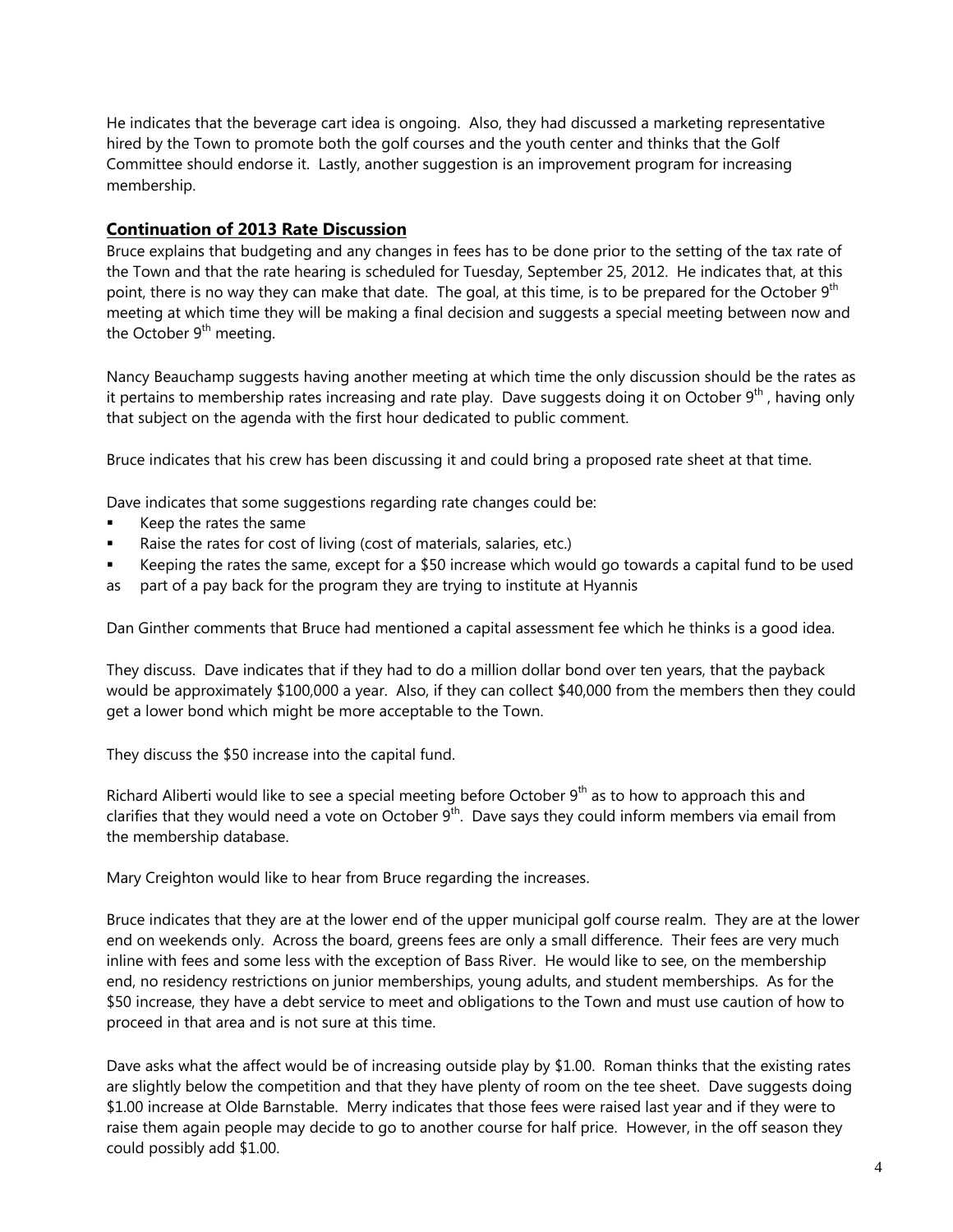He indicates that the beverage cart idea is ongoing. Also, they had discussed a marketing representative hired by the Town to promote both the golf courses and the youth center and thinks that the Golf Committee should endorse it. Lastly, another suggestion is an improvement program for increasing membership.

## Continuation of 2013 Rate Discussion

Bruce explains that budgeting and any changes in fees has to be done prior to the setting of the tax rate of the Town and that the rate hearing is scheduled for Tuesday, September 25, 2012. He indicates that, at this point, there is no way they can make that date. The goal, at this time, is to be prepared for the October 9th meeting at which time they will be making a final decision and suggests a special meeting between now and the October 9th meeting.

Nancy Beauchamp suggests having another meeting at which time the only discussion should be the rates as it pertains to membership rates increasing and rate play. Dave suggests doing it on October 9th, having only that subject on the agenda with the first hour dedicated to public comment.

Bruce indicates that his crew has been discussing it and could bring a proposed rate sheet at that time.

Dave indicates that some suggestions regarding rate changes could be:

- Keep the rates the same
- Raise the rates for cost of living (cost of materials, salaries, etc.)
- Keeping the rates the same, except for a $50 increase which would go towards a capital fund to be used as part of a pay back for the program they are trying to institute at Hyannis

Dan Ginther comments that Bruce had mentioned a capital assessment fee which he thinks is a good idea.

They discuss. Dave indicates that if they had to do a million dollar bond over ten years, that the payback would be approximately $100,000 a year. Also, if they can collect $40,000 from the members then they could get a lower bond which might be more acceptable to the Town.

They discuss the $50 increase into the capital fund.

Richard Aliberti would like to see a special meeting before October 9th as to how to approach this and clarifies that they would need a vote on October 9th. Dave says they could inform members via email from the membership database.

Mary Creighton would like to hear from Bruce regarding the increases.

Bruce indicates that they are at the lower end of the upper municipal golf course realm. They are at the lower end on weekends only. Across the board, greens fees are only a small difference. Their fees are very much inline with fees and some less with the exception of Bass River. He would like to see, on the membership end, no residency restrictions on junior memberships, young adults, and student memberships. As for the $50 increase, they have a debt service to meet and obligations to the Town and must use caution of how to proceed in that area and is not sure at this time.

Dave asks what the affect would be of increasing outside play by $1.00. Roman thinks that the existing rates are slightly below the competition and that they have plenty of room on the tee sheet. Dave suggests doing $1.00 increase at Olde Barnstable. Merry indicates that those fees were raised last year and if they were to raise them again people may decide to go to another course for half price. However, in the off season they could possibly add $1.00.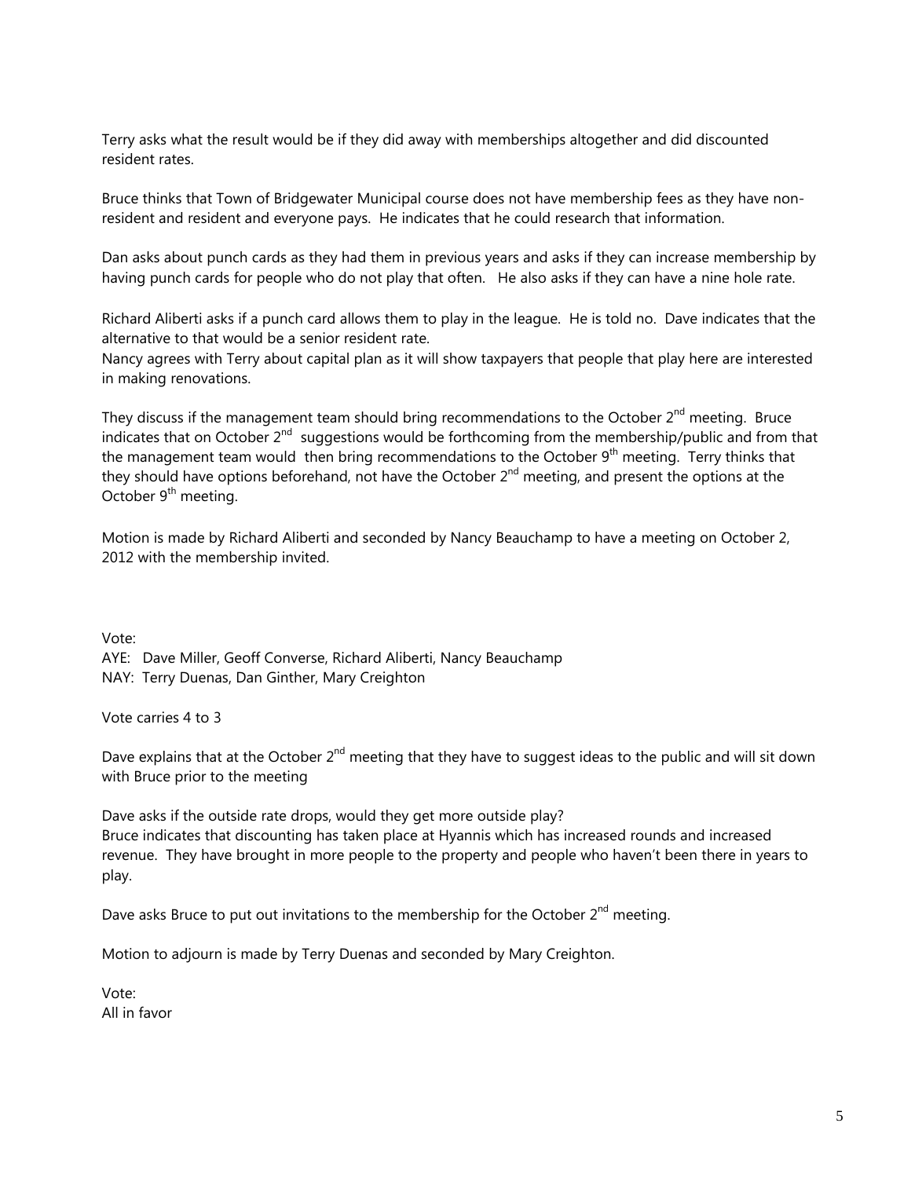Terry asks what the result would be if they did away with memberships altogether and did discounted resident rates.

Bruce thinks that Town of Bridgewater Municipal course does not have membership fees as they have non-resident and resident and everyone pays. He indicates that he could research that information.

Dan asks about punch cards as they had them in previous years and asks if they can increase membership by having punch cards for people who do not play that often. He also asks if they can have a nine hole rate.

Richard Aliberti asks if a punch card allows them to play in the league. He is told no. Dave indicates that the alternative to that would be a senior resident rate.
Nancy agrees with Terry about capital plan as it will show taxpayers that people that play here are interested in making renovations.

They discuss if the management team should bring recommendations to the October 2nd meeting. Bruce indicates that on October 2nd suggestions would be forthcoming from the membership/public and from that the management team would then bring recommendations to the October 9th meeting. Terry thinks that they should have options beforehand, not have the October 2nd meeting, and present the options at the October 9th meeting.

Motion is made by Richard Aliberti and seconded by Nancy Beauchamp to have a meeting on October 2, 2012 with the membership invited.

Vote:
AYE: Dave Miller, Geoff Converse, Richard Aliberti, Nancy Beauchamp
NAY: Terry Duenas, Dan Ginther, Mary Creighton

Vote carries 4 to 3

Dave explains that at the October 2nd meeting that they have to suggest ideas to the public and will sit down with Bruce prior to the meeting

Dave asks if the outside rate drops, would they get more outside play?
Bruce indicates that discounting has taken place at Hyannis which has increased rounds and increased revenue. They have brought in more people to the property and people who haven't been there in years to play.

Dave asks Bruce to put out invitations to the membership for the October 2nd meeting.

Motion to adjourn is made by Terry Duenas and seconded by Mary Creighton.

Vote:
All in favor